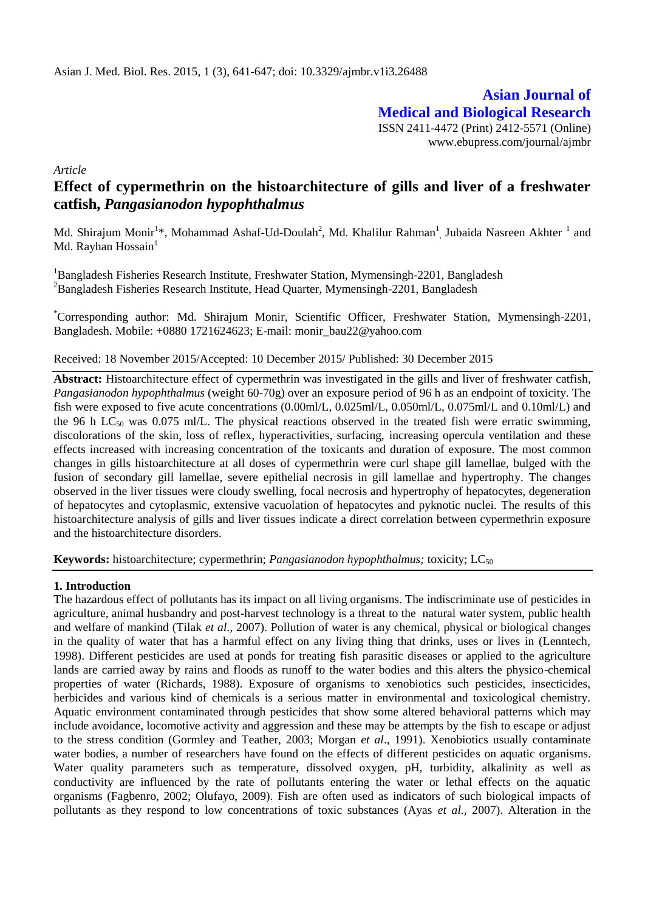**Asian Journal of Medical and Biological Research**

ISSN 2411-4472 (Print) 2412-5571 (Online)
www.ebupress.com/journal/ajmbr

*Article*

# Effect of cypermethrin on the histoarchitecture of gills and liver of a freshwater catfish, *Pangasianodon hypophthalmus*

Md. Shirajum Monir[1]*, Mohammad Ashaf-Ud-Doulah[2], Md. Khalilur Rahman[1], Jubaida Nasreen Akhter [1] and Md. Rayhan Hossain[1]

[1]Bangladesh Fisheries Research Institute, Freshwater Station, Mymensingh-2201, Bangladesh
[2]Bangladesh Fisheries Research Institute, Head Quarter, Mymensingh-2201, Bangladesh

*Corresponding author: Md. Shirajum Monir, Scientific Officer, Freshwater Station, Mymensingh-2201, Bangladesh. Mobile: +0880 1721624623; E-mail: monir_bau22@yahoo.com

Received: 18 November 2015/Accepted: 10 December 2015/ Published: 30 December 2015

**Abstract:** Histoarchitecture effect of cypermethrin was investigated in the gills and liver of freshwater catfish, *Pangasianodon hypophthalmus* (weight 60-70g) over an exposure period of 96 h as an endpoint of toxicity. The fish were exposed to five acute concentrations (0.00ml/L, 0.025ml/L, 0.050ml/L, 0.075ml/L and 0.10ml/L) and the 96 h $LC_{50}$ was 0.075 ml/L. The physical reactions observed in the treated fish were erratic swimming, discolorations of the skin, loss of reflex, hyperactivities, surfacing, increasing opercula ventilation and these effects increased with increasing concentration of the toxicants and duration of exposure. The most common changes in gills histoarchitecture at all doses of cypermethrin were curl shape gill lamellae, bulged with the fusion of secondary gill lamellae, severe epithelial necrosis in gill lamellae and hypertrophy. The changes observed in the liver tissues were cloudy swelling, focal necrosis and hypertrophy of hepatocytes, degeneration of hepatocytes and cytoplasmic, extensive vacuolation of hepatocytes and pyknotic nuclei. The results of this histoarchitecture analysis of gills and liver tissues indicate a direct correlation between cypermethrin exposure and the histoarchitecture disorders.

**Keywords:** histoarchitecture; cypermethrin; *Pangasianodon hypophthalmus;* toxicity; $LC_{50}$

## 1. Introduction

The hazardous effect of pollutants has its impact on all living organisms. The indiscriminate use of pesticides in agriculture, animal husbandry and post-harvest technology is a threat to the natural water system, public health and welfare of mankind (Tilak *et al.*, 2007). Pollution of water is any chemical, physical or biological changes in the quality of water that has a harmful effect on any living thing that drinks, uses or lives in (Lenntech, 1998). Different pesticides are used at ponds for treating fish parasitic diseases or applied to the agriculture lands are carried away by rains and floods as runoff to the water bodies and this alters the physico-chemical properties of water (Richards, 1988). Exposure of organisms to xenobiotics such pesticides, insecticides, herbicides and various kind of chemicals is a serious matter in environmental and toxicological chemistry. Aquatic environment contaminated through pesticides that show some altered behavioral patterns which may include avoidance, locomotive activity and aggression and these may be attempts by the fish to escape or adjust to the stress condition (Gormley and Teather, 2003; Morgan *et al*., 1991). Xenobiotics usually contaminate water bodies, a number of researchers have found on the effects of different pesticides on aquatic organisms. Water quality parameters such as temperature, dissolved oxygen, pH, turbidity, alkalinity as well as conductivity are influenced by the rate of pollutants entering the water or lethal effects on the aquatic organisms (Fagbenro, 2002; Olufayo, 2009). Fish are often used as indicators of such biological impacts of pollutants as they respond to low concentrations of toxic substances (Ayas *et al.,* 2007). Alteration in the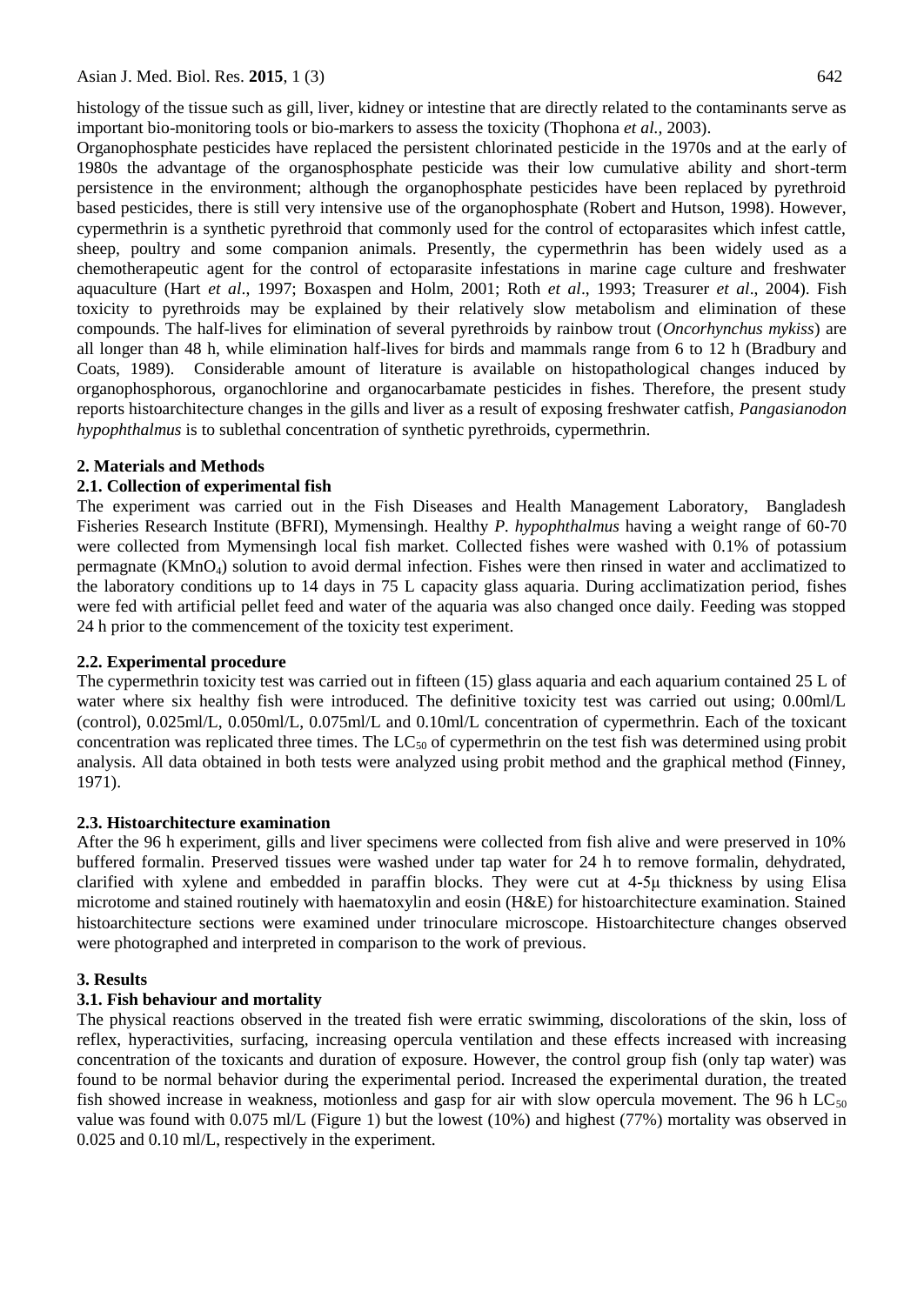histology of the tissue such as gill, liver, kidney or intestine that are directly related to the contaminants serve as important bio-monitoring tools or bio-markers to assess the toxicity (Thophona *et al.,* 2003).

Organophosphate pesticides have replaced the persistent chlorinated pesticide in the 1970s and at the early of 1980s the advantage of the organosphosphate pesticide was their low cumulative ability and short-term persistence in the environment; although the organophosphate pesticides have been replaced by pyrethroid based pesticides, there is still very intensive use of the organophosphate (Robert and Hutson, 1998). However, cypermethrin is a synthetic pyrethroid that commonly used for the control of ectoparasites which infest cattle, sheep, poultry and some companion animals. Presently, the cypermethrin has been widely used as a chemotherapeutic agent for the control of ectoparasite infestations in marine cage culture and freshwater aquaculture (Hart *et al*., 1997; Boxaspen and Holm, 2001; Roth *et al*., 1993; Treasurer *et al*., 2004). Fish toxicity to pyrethroids may be explained by their relatively slow metabolism and elimination of these compounds. The half-lives for elimination of several pyrethroids by rainbow trout (*Oncorhynchus mykiss*) are all longer than 48 h, while elimination half-lives for birds and mammals range from 6 to 12 h (Bradbury and Coats, 1989). Considerable amount of literature is available on histopathological changes induced by organophosphorous, organochlorine and organocarbamate pesticides in fishes. Therefore, the present study reports histoarchitecture changes in the gills and liver as a result of exposing freshwater catfish, *Pangasianodon hypophthalmus* is to sublethal concentration of synthetic pyrethroids, cypermethrin.

## 2. Materials and Methods

### 2.1. Collection of experimental fish

The experiment was carried out in the Fish Diseases and Health Management Laboratory, Bangladesh Fisheries Research Institute (BFRI), Mymensingh. Healthy *P. hypophthalmus* having a weight range of 60-70 were collected from Mymensingh local fish market. Collected fishes were washed with 0.1% of potassium permagnate ($KMnO_4$) solution to avoid dermal infection. Fishes were then rinsed in water and acclimatized to the laboratory conditions up to 14 days in 75 L capacity glass aquaria. During acclimatization period, fishes were fed with artificial pellet feed and water of the aquaria was also changed once daily. Feeding was stopped 24 h prior to the commencement of the toxicity test experiment.

### 2.2. Experimental procedure

The cypermethrin toxicity test was carried out in fifteen (15) glass aquaria and each aquarium contained 25 L of water where six healthy fish were introduced. The definitive toxicity test was carried out using; 0.00ml/L (control), 0.025ml/L, 0.050ml/L, 0.075ml/L and 0.10ml/L concentration of cypermethrin. Each of the toxicant concentration was replicated three times. The $LC_{50}$ of cypermethrin on the test fish was determined using probit analysis. All data obtained in both tests were analyzed using probit method and the graphical method (Finney, 1971).

### 2.3. Histoarchitecture examination

After the 96 h experiment, gills and liver specimens were collected from fish alive and were preserved in 10% buffered formalin. Preserved tissues were washed under tap water for 24 h to remove formalin, dehydrated, clarified with xylene and embedded in paraffin blocks. They were cut at 4-5μ thickness by using Elisa microtome and stained routinely with haematoxylin and eosin (H&E) for histoarchitecture examination. Stained histoarchitecture sections were examined under trinoculare microscope. Histoarchitecture changes observed were photographed and interpreted in comparison to the work of previous.

## 3. Results

### 3.1. Fish behaviour and mortality

The physical reactions observed in the treated fish were erratic swimming, discolorations of the skin, loss of reflex, hyperactivities, surfacing, increasing opercula ventilation and these effects increased with increasing concentration of the toxicants and duration of exposure. However, the control group fish (only tap water) was found to be normal behavior during the experimental period. Increased the experimental duration, the treated fish showed increase in weakness, motionless and gasp for air with slow opercula movement. The 96 h $LC_{50}$ value was found with 0.075 ml/L (Figure 1) but the lowest (10%) and highest (77%) mortality was observed in 0.025 and 0.10 ml/L, respectively in the experiment.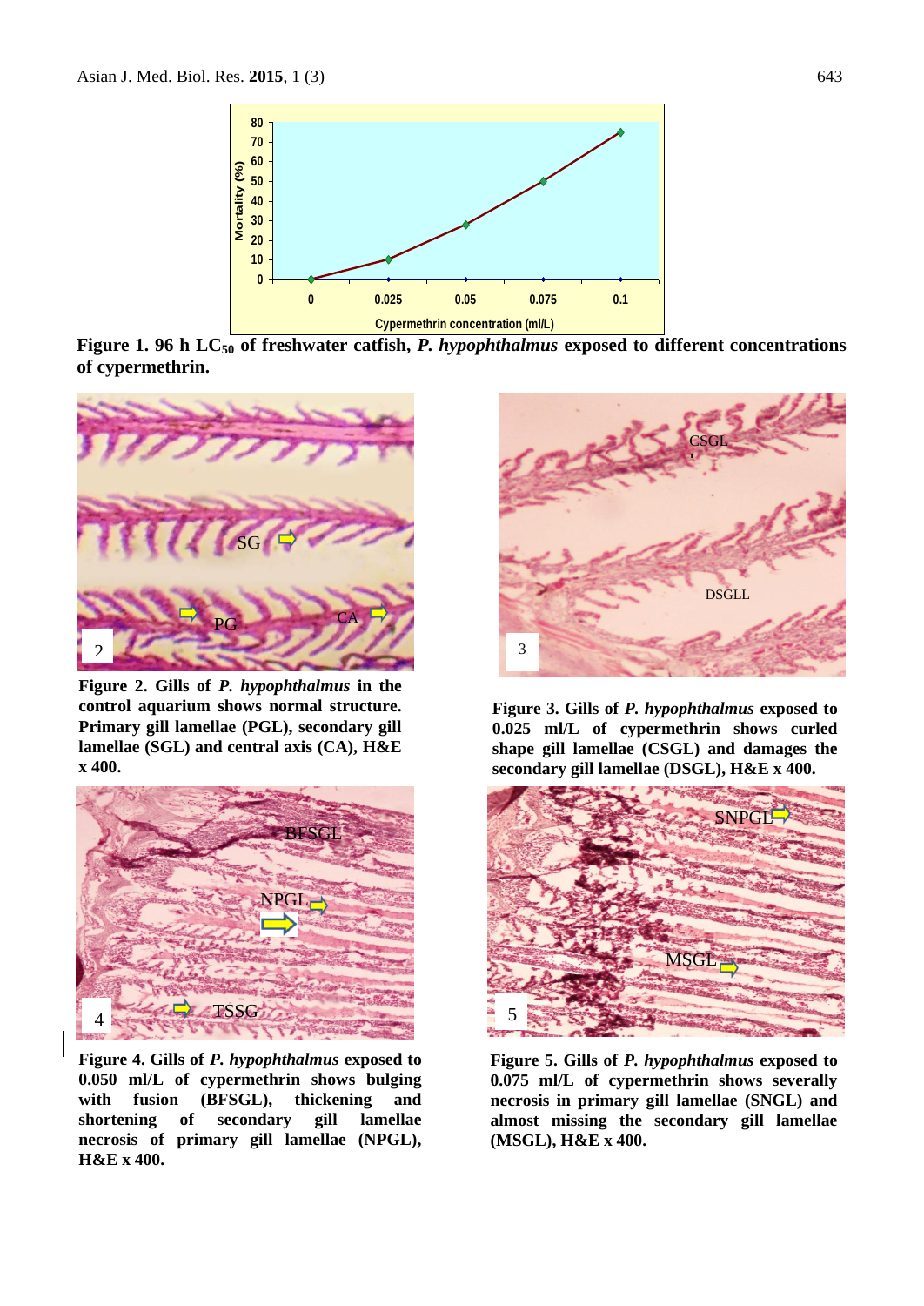**Figure 1. 96 h $LC_{50}$ of freshwater catfish, *P. hypophthalmus* exposed to different concentrations of cypermethrin.**

**Figure 2. Gills of *P. hypophthalmus* in the control aquarium shows normal structure. Primary gill lamellae (PGL), secondary gill lamellae (SGL) and central axis (CA), H&E x 400.**

**Figure 3. Gills of *P. hypophthalmus* exposed to 0.025 ml/L of cypermethrin shows curled shape gill lamellae (CSGL) and damages the secondary gill lamellae (DSGL), H&E x 400.**

**Figure 4. Gills of *P. hypophthalmus* exposed to 0.050 ml/L of cypermethrin shows bulging with fusion (BFSGL), thickening and shortening of secondary gill lamellae necrosis of primary gill lamellae (NPGL), H&E x 400.**

**Figure 5. Gills of *P. hypophthalmus* exposed to 0.075 ml/L of cypermethrin shows severally necrosis in primary gill lamellae (SNGL) and almost missing the secondary gill lamellae (MSGL), H&E x 400.**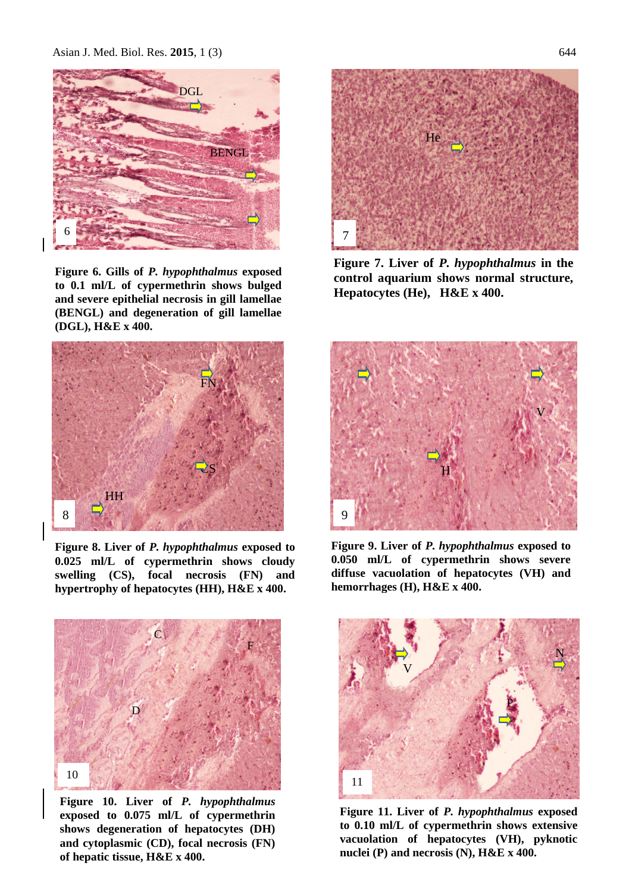**Figure 6. Gills of *P. hypophthalmus* exposed to 0.1 ml/L of cypermethrin shows bulged and severe epithelial necrosis in gill lamellae (BENGL) and degeneration of gill lamellae (DGL), H&E x 400.**

**Figure 7. Liver of *P. hypophthalmus* in the control aquarium shows normal structure, Hepatocytes (He), H&E x 400.**

**Figure 8. Liver of *P. hypophthalmus* exposed to 0.025 ml/L of cypermethrin shows cloudy swelling (CS), focal necrosis (FN) and hypertrophy of hepatocytes (HH), H&E x 400.**

**Figure 9. Liver of *P. hypophthalmus* exposed to 0.050 ml/L of cypermethrin shows severe diffuse vacuolation of hepatocytes (VH) and hemorrhages (H), H&E x 400.**

**Figure 10. Liver of *P. hypophthalmus* exposed to 0.075 ml/L of cypermethrin shows degeneration of hepatocytes (DH) and cytoplasmic (CD), focal necrosis (FN) of hepatic tissue, H&E x 400.**

**Figure 11. Liver of *P. hypophthalmus* exposed to 0.10 ml/L of cypermethrin shows extensive vacuolation of hepatocytes (VH), pyknotic nuclei (P) and necrosis (N), H&E x 400.**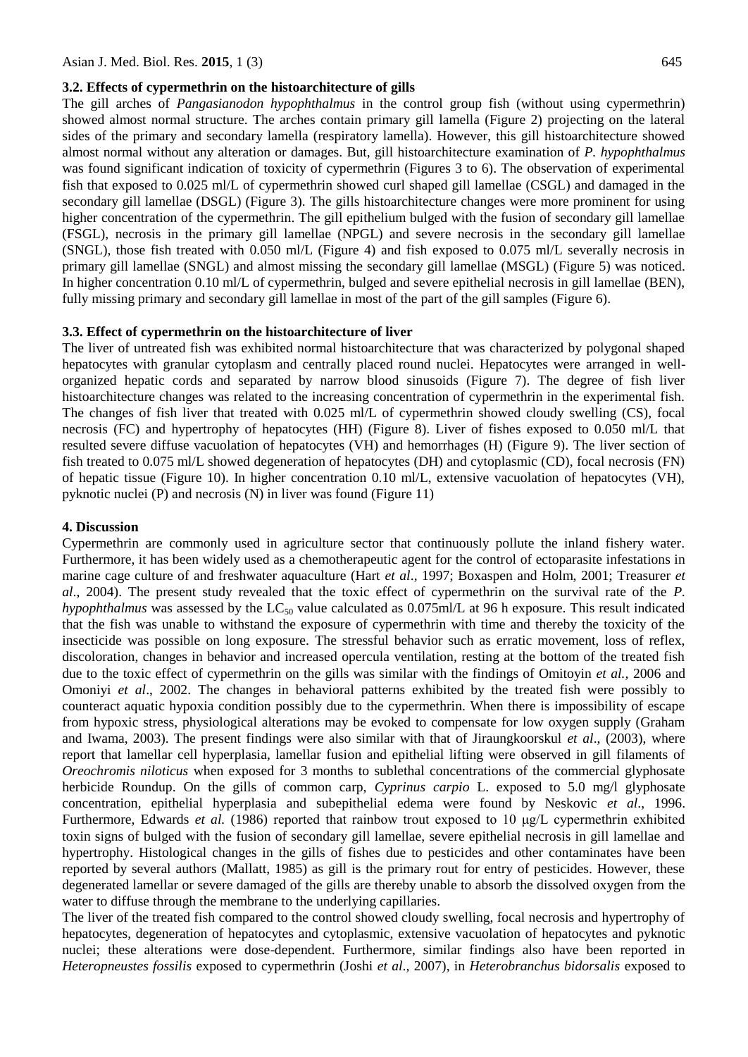### 3.2. Effects of cypermethrin on the histoarchitecture of gills

The gill arches of *Pangasianodon hypophthalmus* in the control group fish (without using cypermethrin) showed almost normal structure. The arches contain primary gill lamella (Figure 2) projecting on the lateral sides of the primary and secondary lamella (respiratory lamella). However, this gill histoarchitecture showed almost normal without any alteration or damages. But, gill histoarchitecture examination of *P. hypophthalmus* was found significant indication of toxicity of cypermethrin (Figures 3 to 6). The observation of experimental fish that exposed to 0.025 ml/L of cypermethrin showed curl shaped gill lamellae (CSGL) and damaged in the secondary gill lamellae (DSGL) (Figure 3). The gills histoarchitecture changes were more prominent for using higher concentration of the cypermethrin. The gill epithelium bulged with the fusion of secondary gill lamellae (FSGL), necrosis in the primary gill lamellae (NPGL) and severe necrosis in the secondary gill lamellae (SNGL), those fish treated with 0.050 ml/L (Figure 4) and fish exposed to 0.075 ml/L severally necrosis in primary gill lamellae (SNGL) and almost missing the secondary gill lamellae (MSGL) (Figure 5) was noticed. In higher concentration 0.10 ml/L of cypermethrin, bulged and severe epithelial necrosis in gill lamellae (BEN), fully missing primary and secondary gill lamellae in most of the part of the gill samples (Figure 6).

### 3.3. Effect of cypermethrin on the histoarchitecture of liver

The liver of untreated fish was exhibited normal histoarchitecture that was characterized by polygonal shaped hepatocytes with granular cytoplasm and centrally placed round nuclei. Hepatocytes were arranged in well-organized hepatic cords and separated by narrow blood sinusoids (Figure 7). The degree of fish liver histoarchitecture changes was related to the increasing concentration of cypermethrin in the experimental fish. The changes of fish liver that treated with 0.025 ml/L of cypermethrin showed cloudy swelling (CS), focal necrosis (FC) and hypertrophy of hepatocytes (HH) (Figure 8). Liver of fishes exposed to 0.050 ml/L that resulted severe diffuse vacuolation of hepatocytes (VH) and hemorrhages (H) (Figure 9). The liver section of fish treated to 0.075 ml/L showed degeneration of hepatocytes (DH) and cytoplasmic (CD), focal necrosis (FN) of hepatic tissue (Figure 10). In higher concentration 0.10 ml/L, extensive vacuolation of hepatocytes (VH), pyknotic nuclei (P) and necrosis (N) in liver was found (Figure 11)

## 4. Discussion

Cypermethrin are commonly used in agriculture sector that continuously pollute the inland fishery water. Furthermore, it has been widely used as a chemotherapeutic agent for the control of ectoparasite infestations in marine cage culture of and freshwater aquaculture (Hart *et al*., 1997; Boxaspen and Holm, 2001; Treasurer *et al*., 2004). The present study revealed that the toxic effect of cypermethrin on the survival rate of the *P. hypophthalmus* was assessed by the $LC_{50}$ value calculated as 0.075ml/L at 96 h exposure. This result indicated that the fish was unable to withstand the exposure of cypermethrin with time and thereby the toxicity of the insecticide was possible on long exposure. The stressful behavior such as erratic movement, loss of reflex, discoloration, changes in behavior and increased opercula ventilation, resting at the bottom of the treated fish due to the toxic effect of cypermethrin on the gills was similar with the findings of Omitoyin *et al.,* 2006 and Omoniyi *et al*., 2002. The changes in behavioral patterns exhibited by the treated fish were possibly to counteract aquatic hypoxia condition possibly due to the cypermethrin. When there is impossibility of escape from hypoxic stress, physiological alterations may be evoked to compensate for low oxygen supply (Graham and Iwama, 2003). The present findings were also similar with that of Jiraungkoorskul *et al*., (2003), where report that lamellar cell hyperplasia, lamellar fusion and epithelial lifting were observed in gill filaments of *Oreochromis niloticus* when exposed for 3 months to sublethal concentrations of the commercial glyphosate herbicide Roundup. On the gills of common carp, *Cyprinus carpio* L. exposed to 5.0 mg/l glyphosate concentration, epithelial hyperplasia and subepithelial edema were found by Neskovic *et al*., 1996. Furthermore, Edwards *et al.* (1986) reported that rainbow trout exposed to 10 µg/L cypermethrin exhibited toxin signs of bulged with the fusion of secondary gill lamellae, severe epithelial necrosis in gill lamellae and hypertrophy. Histological changes in the gills of fishes due to pesticides and other contaminates have been reported by several authors (Mallatt, 1985) as gill is the primary rout for entry of pesticides. However, these degenerated lamellar or severe damaged of the gills are thereby unable to absorb the dissolved oxygen from the water to diffuse through the membrane to the underlying capillaries.

The liver of the treated fish compared to the control showed cloudy swelling, focal necrosis and hypertrophy of hepatocytes, degeneration of hepatocytes and cytoplasmic, extensive vacuolation of hepatocytes and pyknotic nuclei; these alterations were dose-dependent. Furthermore, similar findings also have been reported in *Heteropneustes fossilis* exposed to cypermethrin (Joshi *et al.,* 2007), in *Heterobranchus bidorsalis* exposed to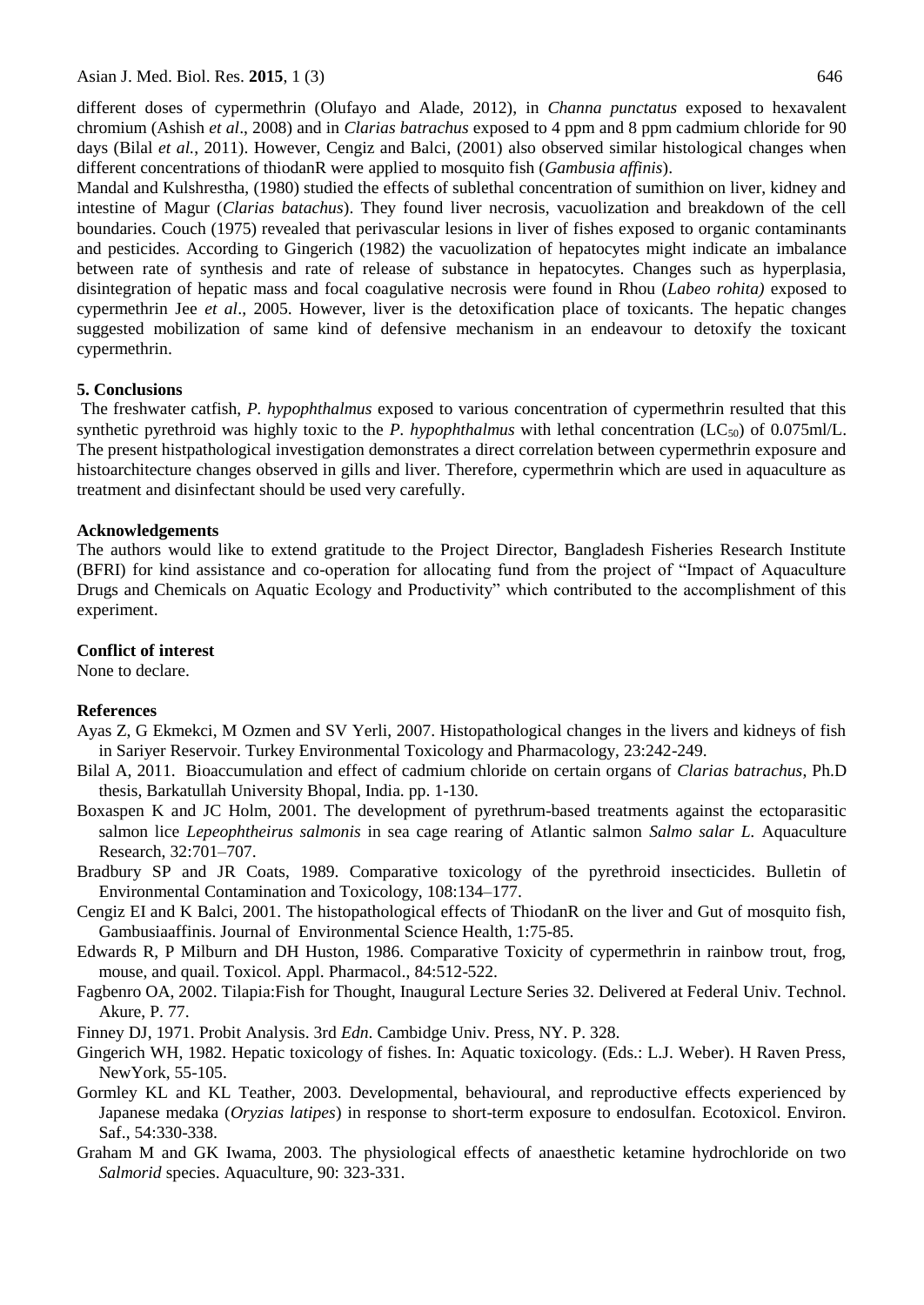different doses of cypermethrin (Olufayo and Alade, 2012), in *Channa punctatus* exposed to hexavalent chromium (Ashish *et al*., 2008) and in *Clarias batrachus* exposed to 4 ppm and 8 ppm cadmium chloride for 90 days (Bilal *et al.*, 2011). However, Cengiz and Balci, (2001) also observed similar histological changes when different concentrations of thiodanR were applied to mosquito fish (*Gambusia affinis*).

Mandal and Kulshrestha, (1980) studied the effects of sublethal concentration of sumithion on liver, kidney and intestine of Magur (*Clarias batachus*). They found liver necrosis, vacuolization and breakdown of the cell boundaries. Couch (1975) revealed that perivascular lesions in liver of fishes exposed to organic contaminants and pesticides. According to Gingerich (1982) the vacuolization of hepatocytes might indicate an imbalance between rate of synthesis and rate of release of substance in hepatocytes. Changes such as hyperplasia, disintegration of hepatic mass and focal coagulative necrosis were found in Rhou (*Labeo rohita)* exposed to cypermethrin Jee *et al*., 2005. However, liver is the detoxification place of toxicants. The hepatic changes suggested mobilization of same kind of defensive mechanism in an endeavour to detoxify the toxicant cypermethrin.

## 5. Conclusions

The freshwater catfish, *P. hypophthalmus* exposed to various concentration of cypermethrin resulted that this synthetic pyrethroid was highly toxic to the *P. hypophthalmus* with lethal concentration ($LC_{50}$) of 0.075ml/L. The present histpathological investigation demonstrates a direct correlation between cypermethrin exposure and histoarchitecture changes observed in gills and liver. Therefore, cypermethrin which are used in aquaculture as treatment and disinfectant should be used very carefully.

## Acknowledgements

The authors would like to extend gratitude to the Project Director, Bangladesh Fisheries Research Institute (BFRI) for kind assistance and co-operation for allocating fund from the project of "Impact of Aquaculture Drugs and Chemicals on Aquatic Ecology and Productivity" which contributed to the accomplishment of this experiment.

## Conflict of interest

None to declare.

## References

Ayas Z, G Ekmekci, M Ozmen and SV Yerli, 2007. Histopathological changes in the livers and kidneys of fish in Sariyer Reservoir. Turkey Environmental Toxicology and Pharmacology, 23:242-249.

Bilal A, 2011. Bioaccumulation and effect of cadmium chloride on certain organs of *Clarias batrachus*, Ph.D thesis, Barkatullah University Bhopal, India. pp. 1-130.

Boxaspen K and JC Holm, 2001. The development of pyrethrum-based treatments against the ectoparasitic salmon lice *Lepeophtheirus salmonis* in sea cage rearing of Atlantic salmon *Salmo salar L.* Aquaculture Research, 32:701–707.

Bradbury SP and JR Coats, 1989. Comparative toxicology of the pyrethroid insecticides. Bulletin of Environmental Contamination and Toxicology, 108:134–177.

Cengiz EI and K Balci, 2001. The histopathological effects of ThiodanR on the liver and Gut of mosquito fish, Gambusiaaffinis. Journal of Environmental Science Health, 1:75-85.

Edwards R, P Milburn and DH Huston, 1986. Comparative Toxicity of cypermethrin in rainbow trout, frog, mouse, and quail. Toxicol. Appl. Pharmacol., 84:512-522.

Fagbenro OA, 2002. Tilapia:Fish for Thought, Inaugural Lecture Series 32. Delivered at Federal Univ. Technol. Akure, P. 77.

Finney DJ, 1971. Probit Analysis. 3rd *Edn*. Cambidge Univ. Press, NY. P. 328.

Gingerich WH, 1982. Hepatic toxicology of fishes. In: Aquatic toxicology. (Eds.: L.J. Weber). H Raven Press, NewYork, 55-105.

Gormley KL and KL Teather, 2003. Developmental, behavioural, and reproductive effects experienced by Japanese medaka (*Oryzias latipes*) in response to short-term exposure to endosulfan. Ecotoxicol. Environ. Saf., 54:330-338.

Graham M and GK Iwama, 2003. The physiological effects of anaesthetic ketamine hydrochloride on two *Salmorid* species. Aquaculture, 90: 323-331.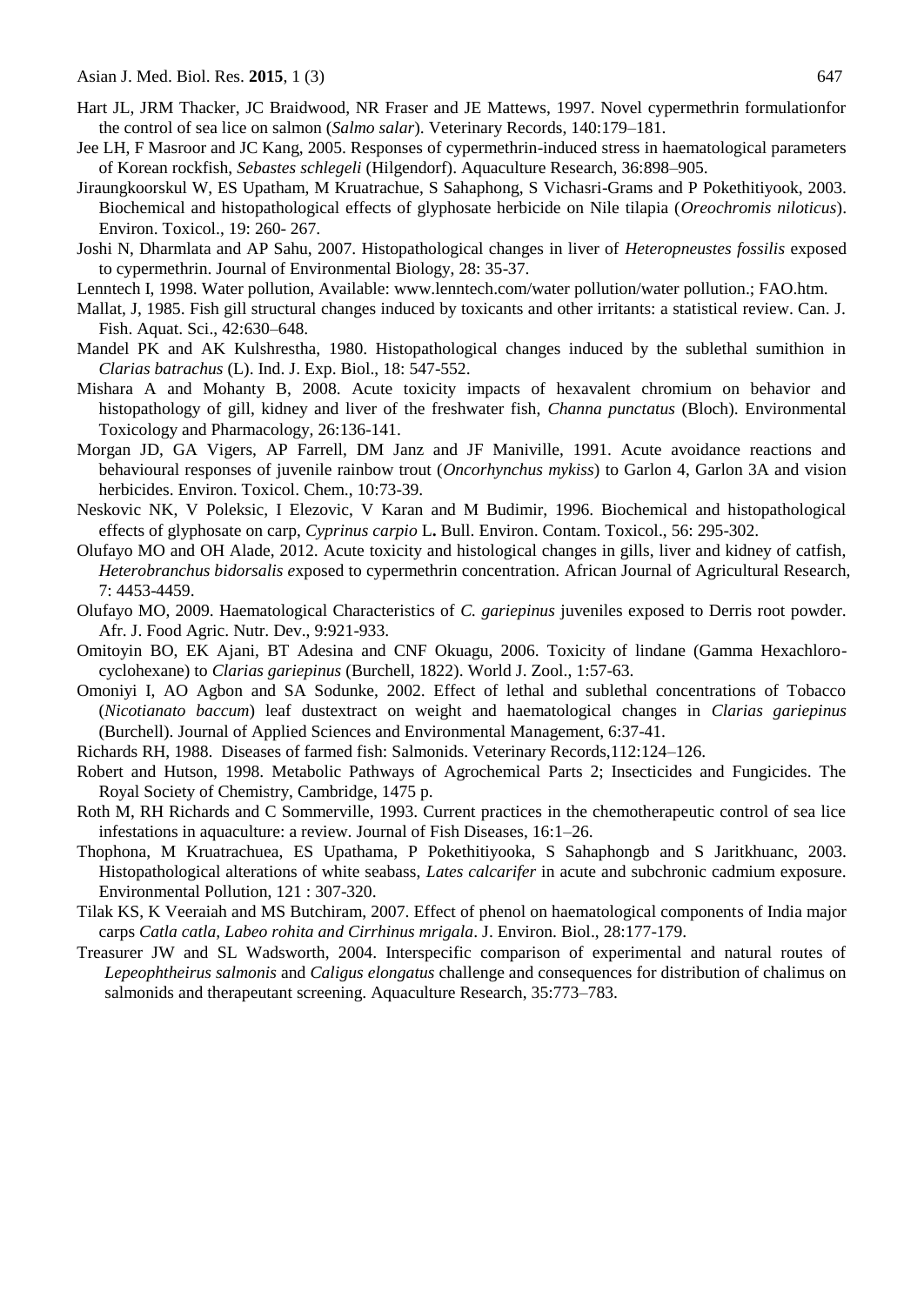Hart JL, JRM Thacker, JC Braidwood, NR Fraser and JE Mattews, 1997. Novel cypermethrin formulationfor the control of sea lice on salmon (*Salmo salar*). Veterinary Records, 140:179–181.

Jee LH, F Masroor and JC Kang, 2005. Responses of cypermethrin-induced stress in haematological parameters of Korean rockfish, *Sebastes schlegeli* (Hilgendorf). Aquaculture Research, 36:898–905.

Jiraungkoorskul W, ES Upatham, M Kruatrachue, S Sahaphong, S Vichasri-Grams and P Pokethitiyook, 2003. Biochemical and histopathological effects of glyphosate herbicide on Nile tilapia (*Oreochromis niloticus*). Environ. Toxicol., 19: 260- 267.

Joshi N, Dharmlata and AP Sahu, 2007. Histopathological changes in liver of *Heteropneustes fossilis* exposed to cypermethrin. Journal of Environmental Biology, 28: 35-37.

Lenntech I, 1998. Water pollution, Available: www.lenntech.com/water pollution/water pollution.; FAO.htm.

Mallat, J, 1985. Fish gill structural changes induced by toxicants and other irritants: a statistical review. Can. J. Fish. Aquat. Sci., 42:630–648.

Mandel PK and AK Kulshrestha, 1980. Histopathological changes induced by the sublethal sumithion in *Clarias batrachus* (L). Ind. J. Exp. Biol., 18: 547-552.

Mishara A and Mohanty B, 2008. Acute toxicity impacts of hexavalent chromium on behavior and histopathology of gill, kidney and liver of the freshwater fish, *Channa punctatus* (Bloch). Environmental Toxicology and Pharmacology, 26:136-141.

Morgan JD, GA Vigers, AP Farrell, DM Janz and JF Maniville, 1991. Acute avoidance reactions and behavioural responses of juvenile rainbow trout (*Oncorhynchus mykiss*) to Garlon 4, Garlon 3A and vision herbicides. Environ. Toxicol. Chem., 10:73-39.

Neskovic NK, V Poleksic, I Elezovic, V Karan and M Budimir, 1996. Biochemical and histopathological effects of glyphosate on carp, *Cyprinus carpio* L**.** Bull. Environ. Contam. Toxicol., 56: 295-302.

Olufayo MO and OH Alade, 2012. Acute toxicity and histological changes in gills, liver and kidney of catfish, *Heterobranchus bidorsalis e*xposed to cypermethrin concentration. African Journal of Agricultural Research, 7: 4453-4459.

Olufayo MO, 2009. Haematological Characteristics of *C. gariepinus* juveniles exposed to Derris root powder. Afr. J. Food Agric. Nutr. Dev., 9:921-933.

Omitoyin BO, EK Ajani, BT Adesina and CNF Okuagu, 2006. Toxicity of lindane (Gamma Hexachloro-cyclohexane) to *Clarias gariepinus* (Burchell, 1822). World J. Zool., 1:57-63.

Omoniyi I, AO Agbon and SA Sodunke, 2002. Effect of lethal and sublethal concentrations of Tobacco (*Nicotianato baccum*) leaf dustextract on weight and haematological changes in *Clarias gariepinus* (Burchell). Journal of Applied Sciences and Environmental Management, 6:37-41.

Richards RH, 1988. Diseases of farmed fish: Salmonids. Veterinary Records,112:124–126.

Robert and Hutson, 1998. Metabolic Pathways of Agrochemical Parts 2; Insecticides and Fungicides. The Royal Society of Chemistry, Cambridge, 1475 p.

Roth M, RH Richards and C Sommerville, 1993. Current practices in the chemotherapeutic control of sea lice infestations in aquaculture: a review. Journal of Fish Diseases, 16:1–26.

Thophona, M Kruatrachuea, ES Upathama, P Pokethitiyooka, S Sahaphongb and S Jaritkhuanc, 2003. Histopathological alterations of white seabass, *Lates calcarifer* in acute and subchronic cadmium exposure. Environmental Pollution, 121 : 307-320.

Tilak KS, K Veeraiah and MS Butchiram, 2007. Effect of phenol on haematological components of India major carps *Catla catla, Labeo rohita and Cirrhinus mrigala*. J. Environ. Biol., 28:177-179.

Treasurer JW and SL Wadsworth, 2004. Interspecific comparison of experimental and natural routes of *Lepeophtheirus salmonis* and *Caligus elongatus* challenge and consequences for distribution of chalimus on salmonids and therapeutant screening. Aquaculture Research, 35:773–783.